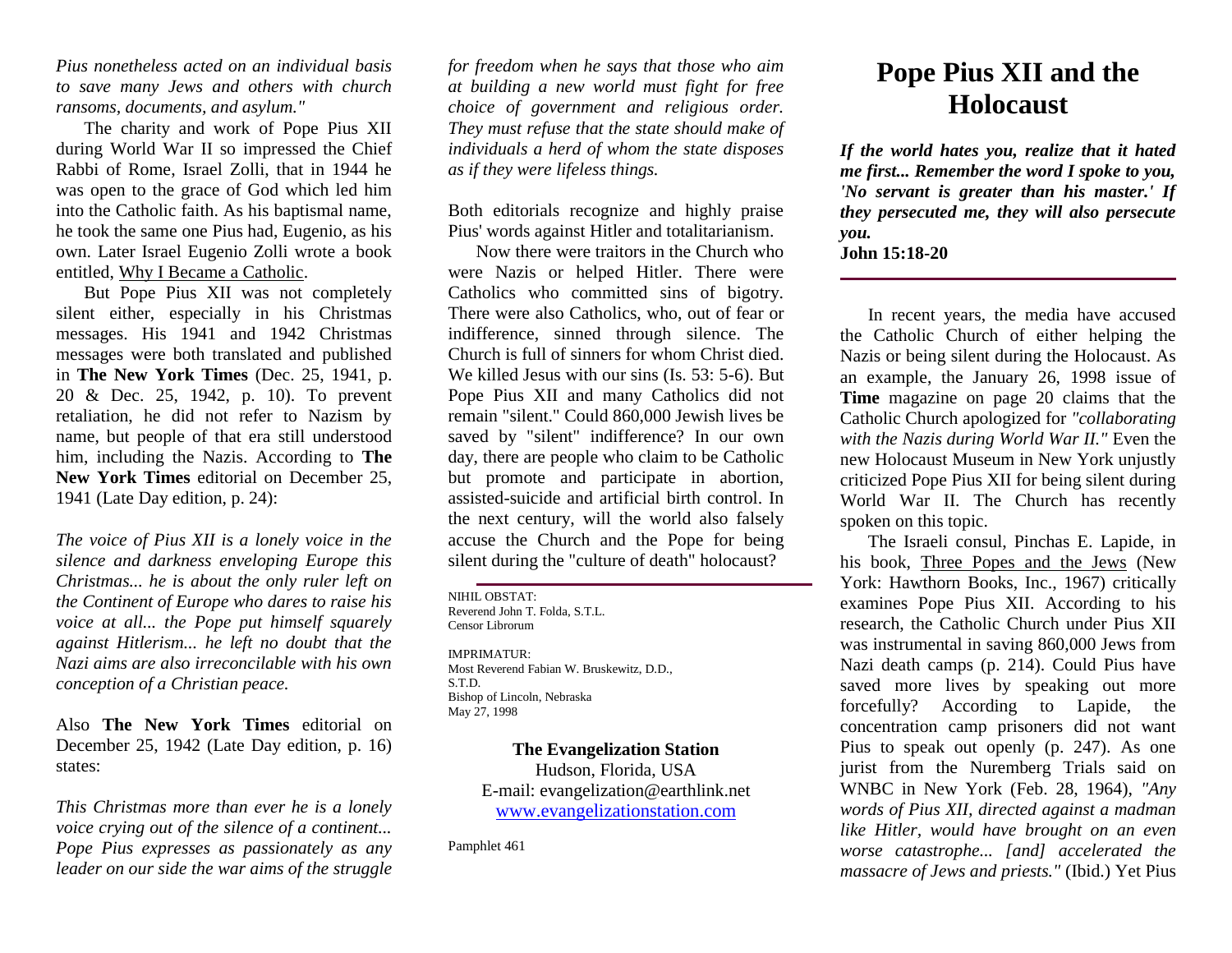*Pius nonetheless acted on an individual basis to save many Jews and others with church ransoms, documents, and asylum."*

The charity and work of Pope Pius XII during World War II so impressed the Chief Rabbi of Rome, Israel Zolli, that in 1944 he was open to the grace of God which led him into the Catholic faith. As his baptismal name, he took the same one Pius had, Eugenio, as his own. Later Israel Eugenio Zolli wrote a book entitled, Why I Became a Catholic.

But Pope Pius XII was not completely silent either, especially in his Christmas messages. His 1941 and 1942 Christmas messages were both translated and published in **The New York Times** (Dec. 25, 1941, p. 20 & Dec. 25, 1942, p. 10). To prevent retaliation, he did not refer to Nazism by name, but people of that era still understood him, including the Nazis. According to **The New York Times** editorial on December 25, 1941 (Late Day edition, p. 24):

*The voice of Pius XII is a lonely voice in the silence and darkness enveloping Europe this Christmas... he is about the only ruler left on the Continent of Europe who dares to raise his voice at all... the Pope put himself squarely against Hitlerism... he left no doubt that the Nazi aims are also irreconcilable with his own conception of a Christian peace.*

Also **The New York Times** editorial on December 25, 1942 (Late Day edition, p. 16) states:

*This Christmas more than ever he is a lonely voice crying out of the silence of a continent... Pope Pius expresses as passionately as any leader on our side the war aims of the struggle for freedom when he says that those who aim at building a new world must fight for free choice of government and religious order. They must refuse that the state should make of individuals a herd of whom the state disposes as if they were lifeless things.*

Both editorials recognize and highly praise Pius' words against Hitler and totalitarianism.

Now there were traitors in the Church who were Nazis or helped Hitler. There were Catholics who committed sins of bigotry. There were also Catholics, who, out of fear or indifference, sinned through silence. The Church is full of sinners for whom Christ died. We killed Jesus with our sins (Is. 53: 5-6). But Pope Pius XII and many Catholics did not remain "silent." Could 860,000 Jewish lives be saved by "silent" indifference? In our own day, there are people who claim to be Catholic but promote and participate in abortion, assisted-suicide and artificial birth control. In the next century, will the world also falsely accuse the Church and the Pope for being silent during the "culture of death" holocaust?

---

NIHIL OBSTAT:
Reverend John T. Folda, S.T.L.
Censor Librorum

IMPRIMATUR:
Most Reverend Fabian W. Bruskewitz, D.D., S.T.D.
Bishop of Lincoln, Nebraska
May 27, 1998

**The Evangelization Station**
Hudson, Florida, USA
E-mail: evangelization@earthlink.net
www.evangelizationstation.com

Pamphlet 461

# Pope Pius XII and the Holocaust

***If the world hates you, realize that it hated me first... Remember the word I spoke to you, 'No servant is greater than his master.' If they persecuted me, they will also persecute you.***
**John 15:18-20**

---

In recent years, the media have accused the Catholic Church of either helping the Nazis or being silent during the Holocaust. As an example, the January 26, 1998 issue of **Time** magazine on page 20 claims that the Catholic Church apologized for *"collaborating with the Nazis during World War II."* Even the new Holocaust Museum in New York unjustly criticized Pope Pius XII for being silent during World War II. The Church has recently spoken on this topic.

The Israeli consul, Pinchas E. Lapide, in his book, Three Popes and the Jews (New York: Hawthorn Books, Inc., 1967) critically examines Pope Pius XII. According to his research, the Catholic Church under Pius XII was instrumental in saving 860,000 Jews from Nazi death camps (p. 214). Could Pius have saved more lives by speaking out more forcefully? According to Lapide, the concentration camp prisoners did not want Pius to speak out openly (p. 247). As one jurist from the Nuremberg Trials said on WNBC in New York (Feb. 28, 1964), *"Any words of Pius XII, directed against a madman like Hitler, would have brought on an even worse catastrophe... [and] accelerated the massacre of Jews and priests."* (Ibid.) Yet Pius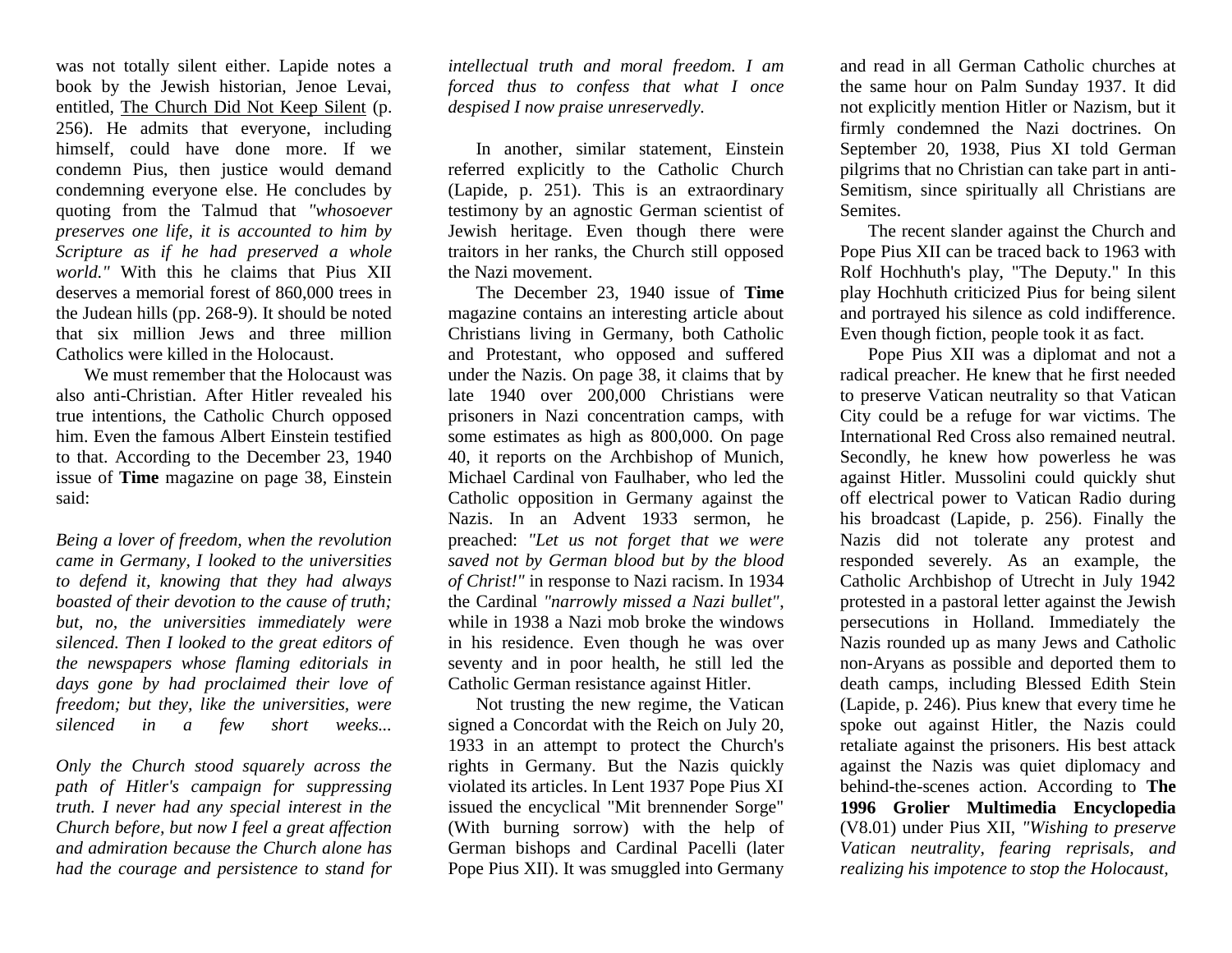was not totally silent either. Lapide notes a book by the Jewish historian, Jenoe Levai, entitled, The Church Did Not Keep Silent (p. 256). He admits that everyone, including himself, could have done more. If we condemn Pius, then justice would demand condemning everyone else. He concludes by quoting from the Talmud that *"whosoever preserves one life, it is accounted to him by Scripture as if he had preserved a whole world."* With this he claims that Pius XII deserves a memorial forest of 860,000 trees in the Judean hills (pp. 268-9). It should be noted that six million Jews and three million Catholics were killed in the Holocaust.

We must remember that the Holocaust was also anti-Christian. After Hitler revealed his true intentions, the Catholic Church opposed him. Even the famous Albert Einstein testified to that. According to the December 23, 1940 issue of **Time** magazine on page 38, Einstein said:

*Being a lover of freedom, when the revolution came in Germany, I looked to the universities to defend it, knowing that they had always boasted of their devotion to the cause of truth; but, no, the universities immediately were silenced. Then I looked to the great editors of the newspapers whose flaming editorials in days gone by had proclaimed their love of freedom; but they, like the universities, were silenced in a few short weeks...*

*Only the Church stood squarely across the path of Hitler's campaign for suppressing truth. I never had any special interest in the Church before, but now I feel a great affection and admiration because the Church alone has had the courage and persistence to stand for intellectual truth and moral freedom. I am forced thus to confess that what I once despised I now praise unreservedly.*

In another, similar statement, Einstein referred explicitly to the Catholic Church (Lapide, p. 251). This is an extraordinary testimony by an agnostic German scientist of Jewish heritage. Even though there were traitors in her ranks, the Church still opposed the Nazi movement.

The December 23, 1940 issue of **Time** magazine contains an interesting article about Christians living in Germany, both Catholic and Protestant, who opposed and suffered under the Nazis. On page 38, it claims that by late 1940 over 200,000 Christians were prisoners in Nazi concentration camps, with some estimates as high as 800,000. On page 40, it reports on the Archbishop of Munich, Michael Cardinal von Faulhaber, who led the Catholic opposition in Germany against the Nazis. In an Advent 1933 sermon, he preached: *"Let us not forget that we were saved not by German blood but by the blood of Christ!"* in response to Nazi racism. In 1934 the Cardinal *"narrowly missed a Nazi bullet"*, while in 1938 a Nazi mob broke the windows in his residence. Even though he was over seventy and in poor health, he still led the Catholic German resistance against Hitler.

Not trusting the new regime, the Vatican signed a Concordat with the Reich on July 20, 1933 in an attempt to protect the Church's rights in Germany. But the Nazis quickly violated its articles. In Lent 1937 Pope Pius XI issued the encyclical "Mit brennender Sorge" (With burning sorrow) with the help of German bishops and Cardinal Pacelli (later Pope Pius XII). It was smuggled into Germany and read in all German Catholic churches at the same hour on Palm Sunday 1937. It did not explicitly mention Hitler or Nazism, but it firmly condemned the Nazi doctrines. On September 20, 1938, Pius XI told German pilgrims that no Christian can take part in anti-Semitism, since spiritually all Christians are Semites.

The recent slander against the Church and Pope Pius XII can be traced back to 1963 with Rolf Hochhuth's play, "The Deputy." In this play Hochhuth criticized Pius for being silent and portrayed his silence as cold indifference. Even though fiction, people took it as fact.

Pope Pius XII was a diplomat and not a radical preacher. He knew that he first needed to preserve Vatican neutrality so that Vatican City could be a refuge for war victims. The International Red Cross also remained neutral. Secondly, he knew how powerless he was against Hitler. Mussolini could quickly shut off electrical power to Vatican Radio during his broadcast (Lapide, p. 256). Finally the Nazis did not tolerate any protest and responded severely. As an example, the Catholic Archbishop of Utrecht in July 1942 protested in a pastoral letter against the Jewish persecutions in Holland. Immediately the Nazis rounded up as many Jews and Catholic non-Aryans as possible and deported them to death camps, including Blessed Edith Stein (Lapide, p. 246). Pius knew that every time he spoke out against Hitler, the Nazis could retaliate against the prisoners. His best attack against the Nazis was quiet diplomacy and behind-the-scenes action. According to **The 1996 Grolier Multimedia Encyclopedia** (V8.01) under Pius XII, *"Wishing to preserve Vatican neutrality, fearing reprisals, and realizing his impotence to stop the Holocaust,*